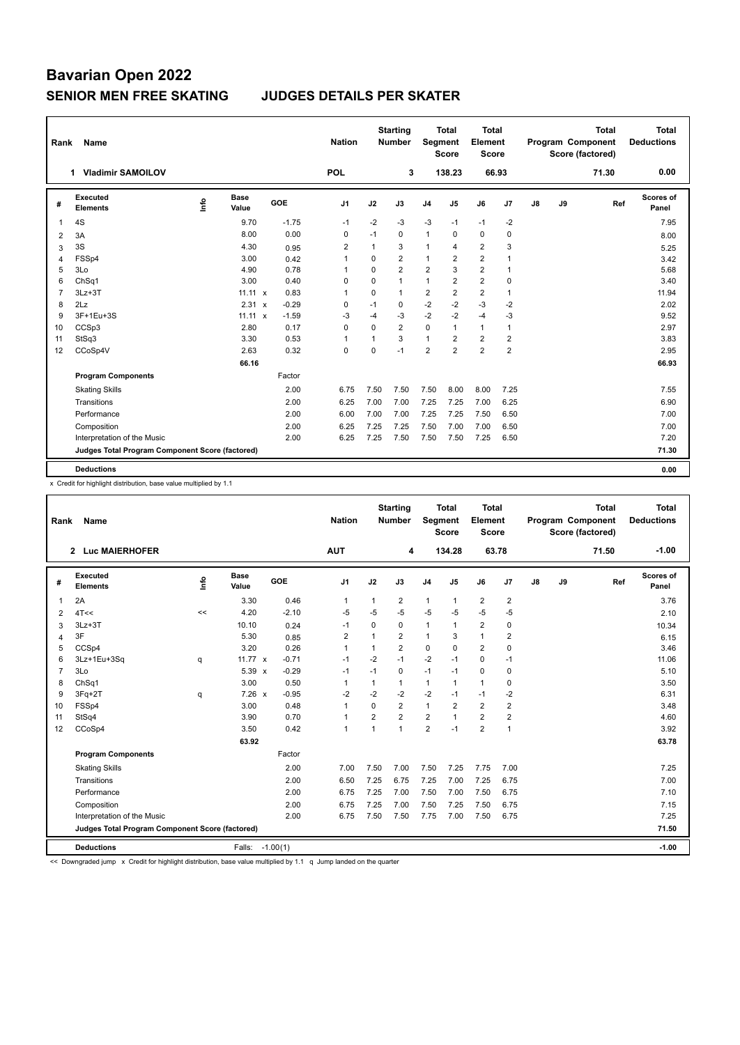# Bavarian Open 2022

## SENIOR MEN FREE SKATING JUDGES DETAILS PER SKATER

| Rank | Name | Nation | Starting Number | Total Segment Score | Total Element Score | Total Program Component Score (factored) | Total Deductions |
|---|---|---|---|---|---|---|---|
| 1 | Vladimir SAMOILOV | POL | 3 | 138.23 | 66.93 | 71.30 | 0.00 |

| # | Executed Elements | Info | Base Value | | GOE | J1 | J2 | J3 | J4 | J5 | J6 | J7 | J8 | J9 | Ref | Scores of Panel |
|---|---|---|---|---|---|---|---|---|---|---|---|---|---|---|---|---|
| 1 | 4S | | 9.70 | | -1.75 | -1 | -2 | -3 | -3 | -1 | -1 | -2 | | | | 7.95 |
| 2 | 3A | | 8.00 | | 0.00 | 0 | -1 | 0 | 1 | 0 | 0 | 0 | | | | 8.00 |
| 3 | 3S | | 4.30 | | 0.95 | 2 | 1 | 3 | 1 | 4 | 2 | 3 | | | | 5.25 |
| 4 | FSSp4 | | 3.00 | | 0.42 | 1 | 0 | 2 | 1 | 2 | 2 | 1 | | | | 3.42 |
| 5 | 3Lo | | 4.90 | | 0.78 | 1 | 0 | 2 | 2 | 3 | 2 | 1 | | | | 5.68 |
| 6 | ChSq1 | | 3.00 | | 0.40 | 0 | 0 | 1 | 1 | 2 | 2 | 0 | | | | 3.40 |
| 7 | 3Lz+3T | | 11.11 | x | 0.83 | 1 | 0 | 1 | 2 | 2 | 2 | 1 | | | | 11.94 |
| 8 | 2Lz | | 2.31 | x | -0.29 | 0 | -1 | 0 | -2 | -2 | -3 | -2 | | | | 2.02 |
| 9 | 3F+1Eu+3S | | 11.11 | x | -1.59 | -3 | -4 | -3 | -2 | -2 | -4 | -3 | | | | 9.52 |
| 10 | CCSp3 | | 2.80 | | 0.17 | 0 | 0 | 2 | 0 | 1 | 1 | 1 | | | | 2.97 |
| 11 | StSq3 | | 3.30 | | 0.53 | 1 | 1 | 3 | 1 | 2 | 2 | 2 | | | | 3.83 |
| 12 | CCoSp4V | | 2.63 | | 0.32 | 0 | 0 | -1 | 2 | 2 | 2 | 2 | | | | 2.95 |
| | | | 66.16 | | | | | | | | | | | | | 66.93 |
| | **Program Components** | | | | Factor | | | | | | | | | | | |
| | Skating Skills | | | | 2.00 | 6.75 | 7.50 | 7.50 | 7.50 | 8.00 | 8.00 | 7.25 | | | | 7.55 |
| | Transitions | | | | 2.00 | 6.25 | 7.00 | 7.00 | 7.25 | 7.25 | 7.00 | 6.25 | | | | 6.90 |
| | Performance | | | | 2.00 | 6.00 | 7.00 | 7.00 | 7.25 | 7.25 | 7.50 | 6.50 | | | | 7.00 |
| | Composition | | | | 2.00 | 6.25 | 7.25 | 7.25 | 7.50 | 7.00 | 7.00 | 6.50 | | | | 7.00 |
| | Interpretation of the Music | | | | 2.00 | 6.25 | 7.25 | 7.50 | 7.50 | 7.50 | 7.25 | 6.50 | | | | 7.20 |
| | **Judges Total Program Component Score (factored)** | | | | | | | | | | | | | | | 71.30 |
| | **Deductions** | | | | | | | | | | | | | | | 0.00 |

x Credit for highlight distribution, base value multiplied by 1.1

| Rank | Name | Nation | Starting Number | Total Segment Score | Total Element Score | Total Program Component Score (factored) | Total Deductions |
|---|---|---|---|---|---|---|---|
| 2 | Luc MAIERHOFER | AUT | 4 | 134.28 | 63.78 | 71.50 | -1.00 |

| # | Executed Elements | Info | Base Value | | GOE | J1 | J2 | J3 | J4 | J5 | J6 | J7 | J8 | J9 | Ref | Scores of Panel |
|---|---|---|---|---|---|---|---|---|---|---|---|---|---|---|---|---|
| 1 | 2A | | 3.30 | | 0.46 | 1 | 1 | 2 | 1 | 1 | 2 | 2 | | | | 3.76 |
| 2 | 4T<< | << | 4.20 | | -2.10 | -5 | -5 | -5 | -5 | -5 | -5 | -5 | | | | 2.10 |
| 3 | 3Lz+3T | | 10.10 | | 0.24 | -1 | 0 | 0 | 1 | 1 | 2 | 0 | | | | 10.34 |
| 4 | 3F | | 5.30 | | 0.85 | 2 | 1 | 2 | 1 | 3 | 1 | 2 | | | | 6.15 |
| 5 | CCSp4 | | 3.20 | | 0.26 | 1 | 1 | 2 | 0 | 0 | 2 | 0 | | | | 3.46 |
| 6 | 3Lz+1Eu+3Sq | q | 11.77 | x | -0.71 | -1 | -2 | -1 | -2 | -1 | 0 | -1 | | | | 11.06 |
| 7 | 3Lo | | 5.39 | x | -0.29 | -1 | -1 | 0 | -1 | -1 | 0 | 0 | | | | 5.10 |
| 8 | ChSq1 | | 3.00 | | 0.50 | 1 | 1 | 1 | 1 | 1 | 1 | 0 | | | | 3.50 |
| 9 | 3Fq+2T | q | 7.26 | x | -0.95 | -2 | -2 | -2 | -2 | -1 | -1 | -2 | | | | 6.31 |
| 10 | FSSp4 | | 3.00 | | 0.48 | 1 | 0 | 2 | 1 | 2 | 2 | 2 | | | | 3.48 |
| 11 | StSq4 | | 3.90 | | 0.70 | 1 | 2 | 2 | 2 | 1 | 2 | 2 | | | | 4.60 |
| 12 | CCoSp4 | | 3.50 | | 0.42 | 1 | 1 | 1 | 2 | -1 | 2 | 1 | | | | 3.92 |
| | | | 63.92 | | | | | | | | | | | | | 63.78 |
| | **Program Components** | | | | Factor | | | | | | | | | | | |
| | Skating Skills | | | | 2.00 | 7.00 | 7.50 | 7.00 | 7.50 | 7.25 | 7.75 | 7.00 | | | | 7.25 |
| | Transitions | | | | 2.00 | 6.50 | 7.25 | 6.75 | 7.25 | 7.00 | 7.25 | 6.75 | | | | 7.00 |
| | Performance | | | | 2.00 | 6.75 | 7.25 | 7.00 | 7.50 | 7.00 | 7.50 | 6.75 | | | | 7.10 |
| | Composition | | | | 2.00 | 6.75 | 7.25 | 7.00 | 7.50 | 7.25 | 7.50 | 6.75 | | | | 7.15 |
| | Interpretation of the Music | | | | 2.00 | 6.75 | 7.50 | 7.50 | 7.75 | 7.00 | 7.50 | 6.75 | | | | 7.25 |
| | **Judges Total Program Component Score (factored)** | | | | | | | | | | | | | | | 71.50 |
| | **Deductions** | | Falls: | | -1.00(1) | | | | | | | | | | | -1.00 |

<< Downgraded jump x Credit for highlight distribution, base value multiplied by 1.1 q Jump landed on the quarter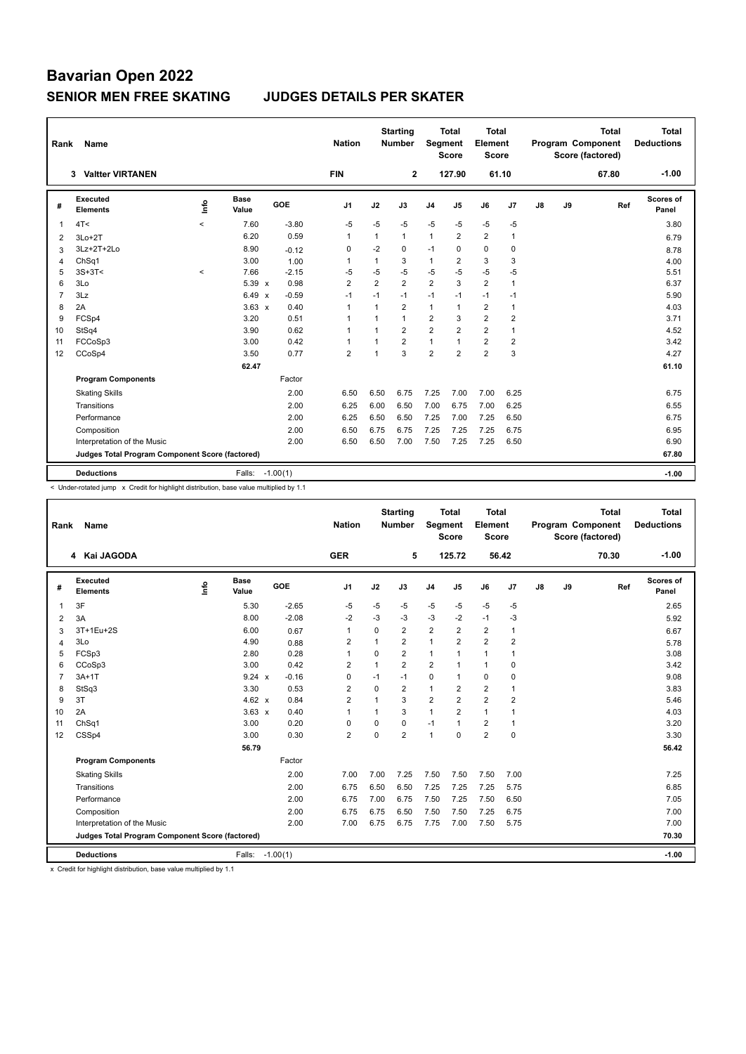# Bavarian Open 2022

## SENIOR MEN FREE SKATING JUDGES DETAILS PER SKATER

| Rank | Name | Nation | Starting Number | Total Segment Score | Total Element Score | Total Program Component Score (factored) | Total Deductions |
|---|---|---|---|---|---|---|---|
| 3 | Valtter VIRTANEN | FIN | 2 | 127.90 | 61.10 | 67.80 | -1.00 |

| # | Executed Elements | Info | Base Value | | GOE | J1 | J2 | J3 | J4 | J5 | J6 | J7 | J8 | J9 | Ref | Scores of Panel |
|---|---|---|---|---|---|---|---|---|---|---|---|---|---|---|---|---|
| 1 | 4T< | < | 7.60 | | -3.80 | -5 | -5 | -5 | -5 | -5 | -5 | -5 | | | | 3.80 |
| 2 | 3Lo+2T | | 6.20 | | 0.59 | 1 | 1 | 1 | 1 | 2 | 2 | 1 | | | | 6.79 |
| 3 | 3Lz+2T+2Lo | | 8.90 | | -0.12 | 0 | -2 | 0 | -1 | 0 | 0 | 0 | | | | 8.78 |
| 4 | ChSq1 | | 3.00 | | 1.00 | 1 | 1 | 3 | 1 | 2 | 3 | 3 | | | | 4.00 |
| 5 | 3S+3T< | < | 7.66 | | -2.15 | -5 | -5 | -5 | -5 | -5 | -5 | -5 | | | | 5.51 |
| 6 | 3Lo | | 5.39 | x | 0.98 | 2 | 2 | 2 | 2 | 3 | 2 | 1 | | | | 6.37 |
| 7 | 3Lz | | 6.49 | x | -0.59 | -1 | -1 | -1 | -1 | -1 | -1 | -1 | | | | 5.90 |
| 8 | 2A | | 3.63 | x | 0.40 | 1 | 1 | 2 | 1 | 1 | 2 | 1 | | | | 4.03 |
| 9 | FCSp4 | | 3.20 | | 0.51 | 1 | 1 | 1 | 2 | 3 | 2 | 2 | | | | 3.71 |
| 10 | StSq4 | | 3.90 | | 0.62 | 1 | 1 | 2 | 2 | 2 | 2 | 1 | | | | 4.52 |
| 11 | FCCoSp3 | | 3.00 | | 0.42 | 1 | 1 | 2 | 1 | 1 | 2 | 2 | | | | 3.42 |
| 12 | CCoSp4 | | 3.50 | | 0.77 | 2 | 1 | 3 | 2 | 2 | 2 | 3 | | | | 4.27 |
| | | | 62.47 | | | | | | | | | | | | | 61.10 |
| | **Program Components** | | | | Factor | | | | | | | | | | | |
| | Skating Skills | | | | 2.00 | 6.50 | 6.50 | 6.75 | 7.25 | 7.00 | 7.00 | 6.25 | | | | 6.75 |
| | Transitions | | | | 2.00 | 6.25 | 6.00 | 6.50 | 7.00 | 6.75 | 7.00 | 6.25 | | | | 6.55 |
| | Performance | | | | 2.00 | 6.25 | 6.50 | 6.50 | 7.25 | 7.00 | 7.25 | 6.50 | | | | 6.75 |
| | Composition | | | | 2.00 | 6.50 | 6.75 | 6.75 | 7.25 | 7.25 | 7.25 | 6.75 | | | | 6.95 |
| | Interpretation of the Music | | | | 2.00 | 6.50 | 6.50 | 7.00 | 7.50 | 7.25 | 7.25 | 6.50 | | | | 6.90 |
| | **Judges Total Program Component Score (factored)** | | | | | | | | | | | | | | | 67.80 |
| | **Deductions** | | Falls: | | -1.00(1) | | | | | | | | | | | -1.00 |

< Under-rotated jump x Credit for highlight distribution, base value multiplied by 1.1

| Rank | Name | Nation | Starting Number | Total Segment Score | Total Element Score | Total Program Component Score (factored) | Total Deductions |
|---|---|---|---|---|---|---|---|
| 4 | Kai JAGODA | GER | 5 | 125.72 | 56.42 | 70.30 | -1.00 |

| # | Executed Elements | Info | Base Value | | GOE | J1 | J2 | J3 | J4 | J5 | J6 | J7 | J8 | J9 | Ref | Scores of Panel |
|---|---|---|---|---|---|---|---|---|---|---|---|---|---|---|---|---|
| 1 | 3F | | 5.30 | | -2.65 | -5 | -5 | -5 | -5 | -5 | -5 | -5 | | | | 2.65 |
| 2 | 3A | | 8.00 | | -2.08 | -2 | -3 | -3 | -3 | -2 | -1 | -3 | | | | 5.92 |
| 3 | 3T+1Eu+2S | | 6.00 | | 0.67 | 1 | 0 | 2 | 2 | 2 | 2 | 1 | | | | 6.67 |
| 4 | 3Lo | | 4.90 | | 0.88 | 2 | 1 | 2 | 1 | 2 | 2 | 2 | | | | 5.78 |
| 5 | FCSp3 | | 2.80 | | 0.28 | 1 | 0 | 2 | 1 | 1 | 1 | 1 | | | | 3.08 |
| 6 | CCoSp3 | | 3.00 | | 0.42 | 2 | 1 | 2 | 2 | 1 | 1 | 0 | | | | 3.42 |
| 7 | 3A+1T | | 9.24 | x | -0.16 | 0 | -1 | -1 | 0 | 1 | 0 | 0 | | | | 9.08 |
| 8 | StSq3 | | 3.30 | | 0.53 | 2 | 0 | 2 | 1 | 2 | 2 | 1 | | | | 3.83 |
| 9 | 3T | | 4.62 | x | 0.84 | 2 | 1 | 3 | 2 | 2 | 2 | 2 | | | | 5.46 |
| 10 | 2A | | 3.63 | x | 0.40 | 1 | 1 | 3 | 1 | 2 | 1 | 1 | | | | 4.03 |
| 11 | ChSq1 | | 3.00 | | 0.20 | 0 | 0 | 0 | -1 | 1 | 2 | 1 | | | | 3.20 |
| 12 | CSSp4 | | 3.00 | | 0.30 | 2 | 0 | 2 | 1 | 0 | 2 | 0 | | | | 3.30 |
| | | | 56.79 | | | | | | | | | | | | | 56.42 |
| | **Program Components** | | | | Factor | | | | | | | | | | | |
| | Skating Skills | | | | 2.00 | 7.00 | 7.00 | 7.25 | 7.50 | 7.50 | 7.50 | 7.00 | | | | 7.25 |
| | Transitions | | | | 2.00 | 6.75 | 6.50 | 6.50 | 7.25 | 7.25 | 7.25 | 5.75 | | | | 6.85 |
| | Performance | | | | 2.00 | 6.75 | 7.00 | 6.75 | 7.50 | 7.25 | 7.50 | 6.50 | | | | 7.05 |
| | Composition | | | | 2.00 | 6.75 | 6.75 | 6.50 | 7.50 | 7.50 | 7.25 | 6.75 | | | | 7.00 |
| | Interpretation of the Music | | | | 2.00 | 7.00 | 6.75 | 6.75 | 7.75 | 7.00 | 7.50 | 5.75 | | | | 7.00 |
| | **Judges Total Program Component Score (factored)** | | | | | | | | | | | | | | | 70.30 |
| | **Deductions** | | Falls: | | -1.00(1) | | | | | | | | | | | -1.00 |

x Credit for highlight distribution, base value multiplied by 1.1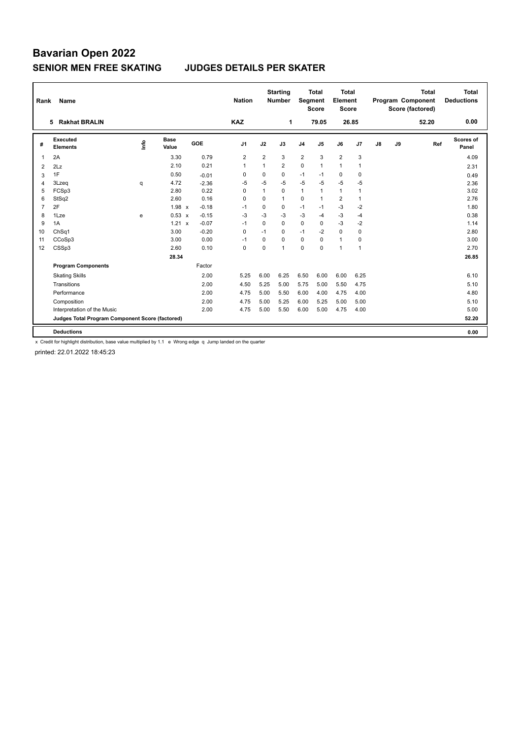# Bavarian Open 2022

## SENIOR MEN FREE SKATING JUDGES DETAILS PER SKATER

| Rank | Name | Nation | Starting Number | Total Segment Score | Total Element Score | Total Program Component Score (factored) | Total Deductions |
|---|---|---|---|---|---|---|---|
| 5 | Rakhat BRALIN | KAZ | 1 | 79.05 | 26.85 | 52.20 | 0.00 |

| # | Executed Elements | Info | Base Value | | GOE | J1 | J2 | J3 | J4 | J5 | J6 | J7 | J8 | J9 | Ref | Scores of Panel |
|---|---|---|---|---|---|---|---|---|---|---|---|---|---|---|---|---|
| 1 | 2A | | 3.30 | | 0.79 | 2 | 2 | 3 | 2 | 3 | 2 | 3 | | | | 4.09 |
| 2 | 2Lz | | 2.10 | | 0.21 | 1 | 1 | 2 | 0 | 1 | 1 | 1 | | | | 2.31 |
| 3 | 1F | | 0.50 | | -0.01 | 0 | 0 | 0 | -1 | -1 | 0 | 0 | | | | 0.49 |
| 4 | 3Lzeq | q | 4.72 | | -2.36 | -5 | -5 | -5 | -5 | -5 | -5 | -5 | | | | 2.36 |
| 5 | FCSp3 | | 2.80 | | 0.22 | 0 | 1 | 0 | 1 | 1 | 1 | 1 | | | | 3.02 |
| 6 | StSq2 | | 2.60 | | 0.16 | 0 | 0 | 1 | 0 | 1 | 2 | 1 | | | | 2.76 |
| 7 | 2F | | 1.98 | x | -0.18 | -1 | 0 | 0 | -1 | -1 | -3 | -2 | | | | 1.80 |
| 8 | 1Lze | e | 0.53 | x | -0.15 | -3 | -3 | -3 | -3 | -4 | -3 | -4 | | | | 0.38 |
| 9 | 1A | | 1.21 | x | -0.07 | -1 | 0 | 0 | 0 | 0 | -3 | -2 | | | | 1.14 |
| 10 | ChSq1 | | 3.00 | | -0.20 | 0 | -1 | 0 | -1 | -2 | 0 | 0 | | | | 2.80 |
| 11 | CCoSp3 | | 3.00 | | 0.00 | -1 | 0 | 0 | 0 | 0 | 1 | 0 | | | | 3.00 |
| 12 | CSSp3 | | 2.60 | | 0.10 | 0 | 0 | 1 | 0 | 0 | 1 | 1 | | | | 2.70 |
| | | | 28.34 | | | | | | | | | | | | | 26.85 |
| | **Program Components** | | | | Factor | | | | | | | | | | | |
| | Skating Skills | | | | 2.00 | 5.25 | 6.00 | 6.25 | 6.50 | 6.00 | 6.00 | 6.25 | | | | 6.10 |
| | Transitions | | | | 2.00 | 4.50 | 5.25 | 5.00 | 5.75 | 5.00 | 5.50 | 4.75 | | | | 5.10 |
| | Performance | | | | 2.00 | 4.75 | 5.00 | 5.50 | 6.00 | 4.00 | 4.75 | 4.00 | | | | 4.80 |
| | Composition | | | | 2.00 | 4.75 | 5.00 | 5.25 | 6.00 | 5.25 | 5.00 | 5.00 | | | | 5.10 |
| | Interpretation of the Music | | | | 2.00 | 4.75 | 5.00 | 5.50 | 6.00 | 5.00 | 4.75 | 4.00 | | | | 5.00 |
| | **Judges Total Program Component Score (factored)** | | | | | | | | | | | | | | | 52.20 |
| | **Deductions** | | | | | | | | | | | | | | | 0.00 |

x Credit for highlight distribution, base value multiplied by 1.1 e Wrong edge q Jump landed on the quarter

printed: 22.01.2022 18:45:23